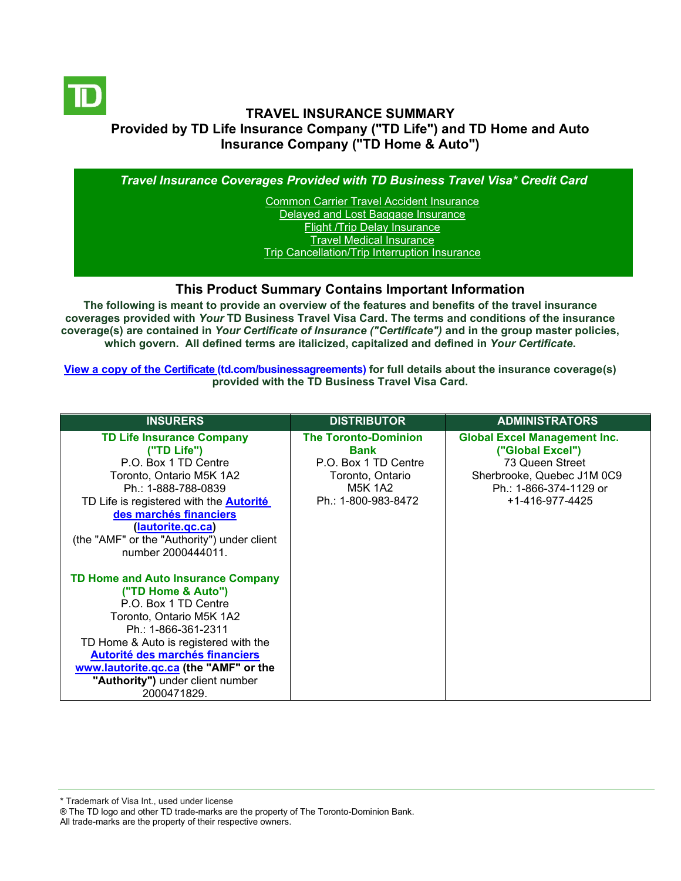# TRAVEL INSURANCE SUMMARY
## Provided by TD Life Insurance Company ("TD Life") and TD Home and Auto Insurance Company ("TD Home & Auto")

***Travel Insurance Coverages Provided with TD Business Travel Visa* Credit Card***

- Common Carrier Travel Accident Insurance
- Delayed and Lost Baggage Insurance
- Flight /Trip Delay Insurance
- Travel Medical Insurance
- Trip Cancellation/Trip Interruption Insurance

## This Product Summary Contains Important Information

**The following is meant to provide an overview of the features and benefits of the travel insurance coverages provided with *Your* TD Business Travel Visa Card. The terms and conditions of the insurance coverage(s) are contained in *Your Certificate of Insurance ("Certificate")* and in the group master policies, which govern. All defined terms are italicized, capitalized and defined in *Your Certificate*.**

**View a copy of the Certificate (td.com/businessagreements) for full details about the insurance coverage(s) provided with the TD Business Travel Visa Card.**

| INSURERS | DISTRIBUTOR | ADMINISTRATORS |
|---|---|---|
| **TD Life Insurance Company ("TD Life")**<br>P.O. Box 1 TD Centre<br>Toronto, Ontario M5K 1A2<br>Ph.: 1-888-788-0839<br>TD Life is registered with the **Autorité des marchés financiers (lautorite.qc.ca)** (the "AMF" or the "Authority") under client number 2000444011.<br><br>**TD Home and Auto Insurance Company ("TD Home & Auto")**<br>P.O. Box 1 TD Centre<br>Toronto, Ontario M5K 1A2<br>Ph.: 1-866-361-2311<br>TD Home & Auto is registered with the **Autorité des marchés financiers www.lautorite.qc.ca (the "AMF" or the "Authority")** under client number 2000471829. | **The Toronto-Dominion Bank**<br>P.O. Box 1 TD Centre<br>Toronto, Ontario<br>M5K 1A2<br>Ph.: 1-800-983-8472 | **Global Excel Management Inc. ("Global Excel")**<br>73 Queen Street<br>Sherbrooke, Quebec J1M 0C9<br>Ph.: 1-866-374-1129 or<br>+1-416-977-4425 |

\* Trademark of Visa Int., used under license
® The TD logo and other TD trade-marks are the property of The Toronto-Dominion Bank.
All trade-marks are the property of their respective owners.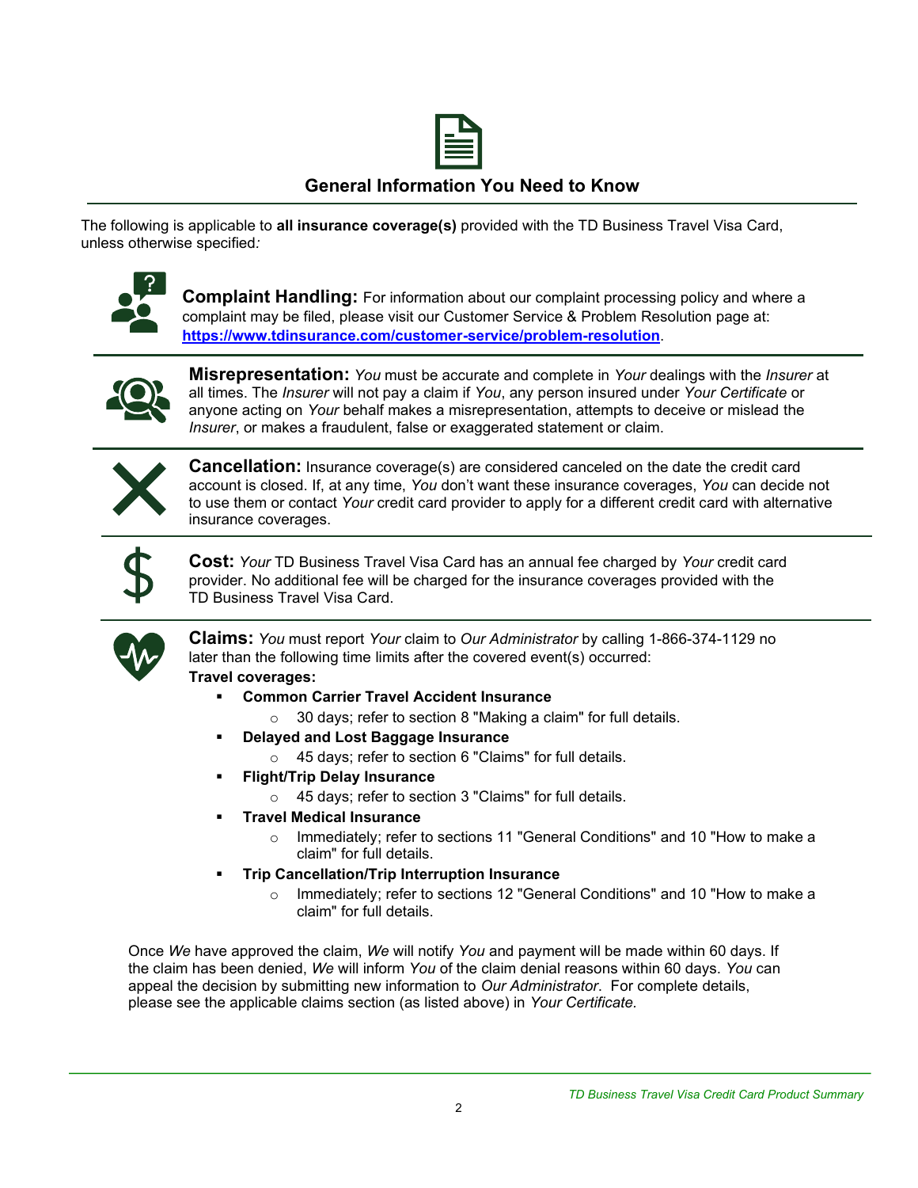## General Information You Need to Know

The following is applicable to **all insurance coverage(s)** provided with the TD Business Travel Visa Card, unless otherwise specified*:*

**Complaint Handling:** For information about our complaint processing policy and where a complaint may be filed, please visit our Customer Service & Problem Resolution page at: **https://www.tdinsurance.com/customer-service/problem-resolution**.

**Misrepresentation:** *You* must be accurate and complete in *Your* dealings with the *Insurer* at all times. The *Insurer* will not pay a claim if *You*, any person insured under *Your Certificate* or anyone acting on *Your* behalf makes a misrepresentation, attempts to deceive or mislead the *Insurer*, or makes a fraudulent, false or exaggerated statement or claim.

**Cancellation:** Insurance coverage(s) are considered canceled on the date the credit card account is closed. If, at any time, *You* don't want these insurance coverages, *You* can decide not to use them or contact *Your* credit card provider to apply for a different credit card with alternative insurance coverages.

**Cost:** *Your* TD Business Travel Visa Card has an annual fee charged by *Your* credit card provider. No additional fee will be charged for the insurance coverages provided with the TD Business Travel Visa Card.

**Claims:** *You* must report *Your* claim to *Our Administrator* by calling 1-866-374-1129 no later than the following time limits after the covered event(s) occurred:

**Travel coverages:**

- **Common Carrier Travel Accident Insurance**
  - 30 days; refer to section 8 "Making a claim" for full details.
- **Delayed and Lost Baggage Insurance**
  - 45 days; refer to section 6 "Claims" for full details.
- **Flight/Trip Delay Insurance**
  - 45 days; refer to section 3 "Claims" for full details.
- **Travel Medical Insurance**
  - Immediately; refer to sections 11 "General Conditions" and 10 "How to make a claim" for full details.
- **Trip Cancellation/Trip Interruption Insurance**
  - Immediately; refer to sections 12 "General Conditions" and 10 "How to make a claim" for full details.

Once *We* have approved the claim, *We* will notify *You* and payment will be made within 60 days. If the claim has been denied, *We* will inform *You* of the claim denial reasons within 60 days. *You* can appeal the decision by submitting new information to *Our Administrator*. For complete details, please see the applicable claims section (as listed above) in *Your Certificate.*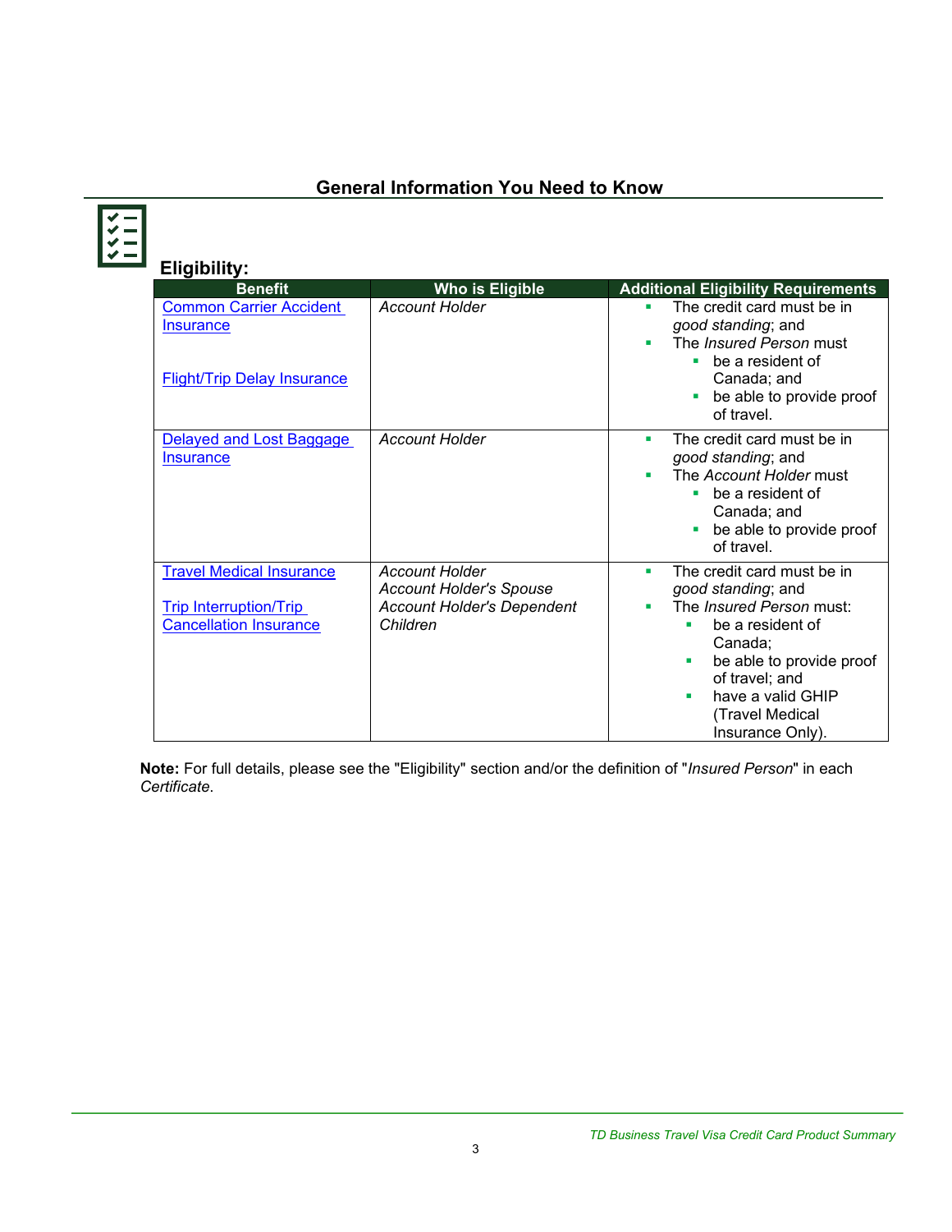## General Information You Need to Know

### Eligibility:

| Benefit | Who is Eligible | Additional Eligibility Requirements |
|---|---|---|
| Common Carrier Accident Insurance<br><br>Flight/Trip Delay Insurance | *Account Holder* | - The credit card must be in *good standing*; and<br>- The *Insured Person* must<br>&nbsp;&nbsp;- be a resident of Canada; and<br>&nbsp;&nbsp;- be able to provide proof of travel. |
| Delayed and Lost Baggage Insurance | *Account Holder* | - The credit card must be in *good standing*; and<br>- The *Account Holder* must<br>&nbsp;&nbsp;- be a resident of Canada; and<br>&nbsp;&nbsp;- be able to provide proof of travel. |
| Travel Medical Insurance<br><br>Trip Interruption/Trip Cancellation Insurance | *Account Holder*<br>*Account Holder's Spouse*<br>*Account Holder's Dependent Children* | - The credit card must be in *good standing*; and<br>- The *Insured Person* must:<br>&nbsp;&nbsp;- be a resident of Canada;<br>&nbsp;&nbsp;- be able to provide proof of travel; and<br>&nbsp;&nbsp;- have a valid GHIP (Travel Medical Insurance Only). |

**Note:** For full details, please see the "Eligibility" section and/or the definition of "*Insured Person*" in each *Certificate*.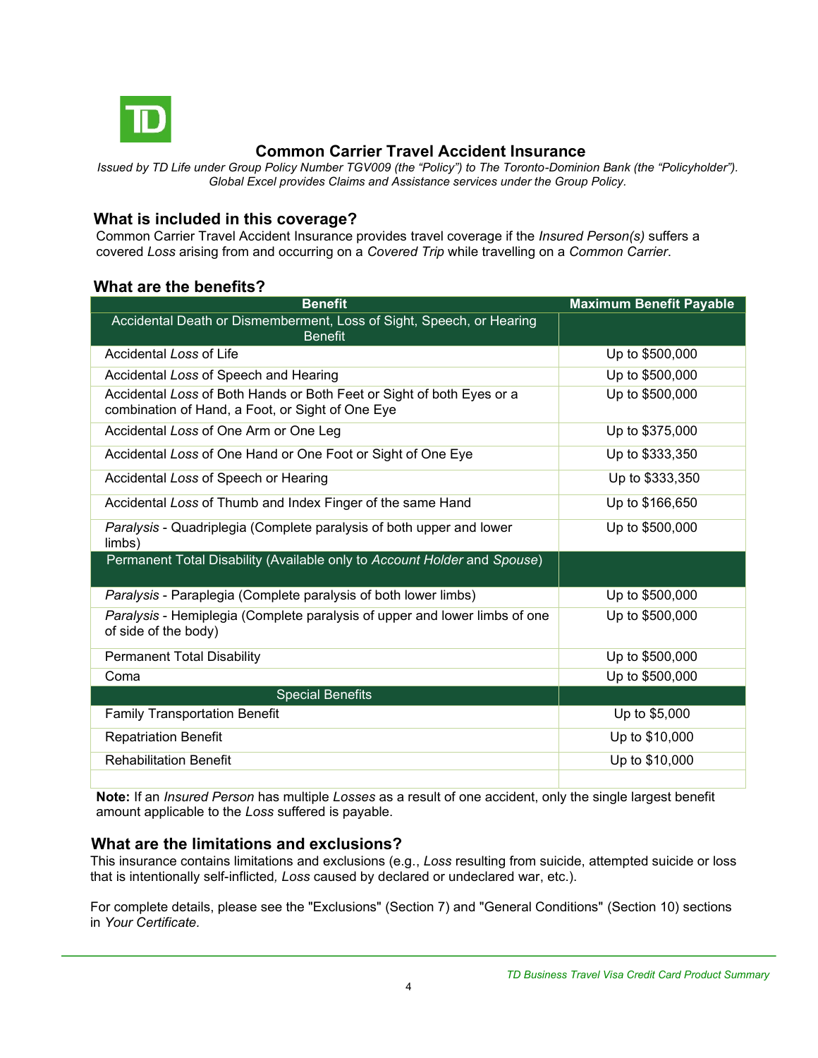## Common Carrier Travel Accident Insurance

*Issued by TD Life under Group Policy Number TGV009 (the "Policy") to The Toronto-Dominion Bank (the "Policyholder"). Global Excel provides Claims and Assistance services under the Group Policy.*

### What is included in this coverage?

Common Carrier Travel Accident Insurance provides travel coverage if the *Insured Person(s)* suffers a covered *Loss* arising from and occurring on a *Covered Trip* while travelling on a *Common Carrier*.

### What are the benefits?

| Benefit | Maximum Benefit Payable |
|---|---|
| Accidental Death or Dismemberment, Loss of Sight, Speech, or Hearing Benefit | |
| Accidental *Loss* of Life | Up to $500,000 |
| Accidental *Loss* of Speech and Hearing | Up to $500,000 |
| Accidental *Loss* of Both Hands or Both Feet or Sight of both Eyes or a combination of Hand, a Foot, or Sight of One Eye | Up to $500,000 |
| Accidental *Loss* of One Arm or One Leg | Up to $375,000 |
| Accidental *Loss* of One Hand or One Foot or Sight of One Eye | Up to $333,350 |
| Accidental *Loss* of Speech or Hearing | Up to $333,350 |
| Accidental *Loss* of Thumb and Index Finger of the same Hand | Up to $166,650 |
| *Paralysis* - Quadriplegia (Complete paralysis of both upper and lower limbs) | Up to $500,000 |
| Permanent Total Disability (Available only to *Account Holder* and *Spouse*) | |
| *Paralysis* - Paraplegia (Complete paralysis of both lower limbs) | Up to $500,000 |
| *Paralysis* - Hemiplegia (Complete paralysis of upper and lower limbs of one of side of the body) | Up to $500,000 |
| Permanent Total Disability | Up to $500,000 |
| Coma | Up to $500,000 |
| Special Benefits | |
| Family Transportation Benefit | Up to $5,000 |
| Repatriation Benefit | Up to $10,000 |
| Rehabilitation Benefit | Up to $10,000 |

**Note:** If an *Insured Person* has multiple *Losses* as a result of one accident, only the single largest benefit amount applicable to the *Loss* suffered is payable.

### What are the limitations and exclusions?

This insurance contains limitations and exclusions (e.g., *Loss* resulting from suicide, attempted suicide or loss that is intentionally self-inflicted, *Loss* caused by declared or undeclared war, etc.).

For complete details, please see the "Exclusions" (Section 7) and "General Conditions" (Section 10) sections in *Your Certificate*.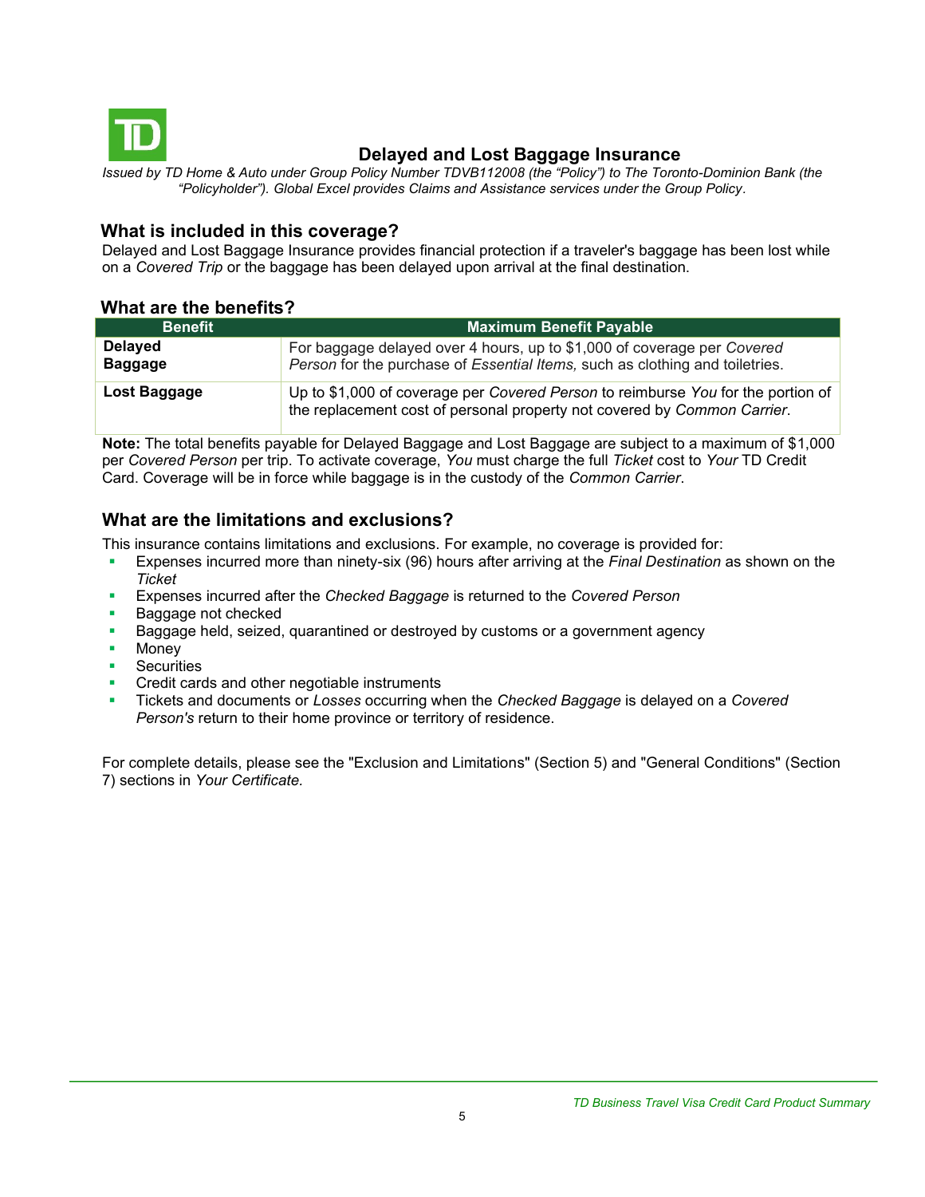# Delayed and Lost Baggage Insurance

*Issued by TD Home & Auto under Group Policy Number TDVB112008 (the "Policy") to The Toronto-Dominion Bank (the "Policyholder"). Global Excel provides Claims and Assistance services under the Group Policy.*

## What is included in this coverage?

Delayed and Lost Baggage Insurance provides financial protection if a traveler's baggage has been lost while on a *Covered Trip* or the baggage has been delayed upon arrival at the final destination.

## What are the benefits?

| Benefit | Maximum Benefit Payable |
|---|---|
| **Delayed Baggage** | For baggage delayed over 4 hours, up to $1,000 of coverage per *Covered Person* for the purchase of *Essential Items,* such as clothing and toiletries. |
| **Lost Baggage** | Up to $1,000 of coverage per *Covered Person* to reimburse *You* for the portion of the replacement cost of personal property not covered by *Common Carrier*. |

**Note:** The total benefits payable for Delayed Baggage and Lost Baggage are subject to a maximum of $1,000 per *Covered Person* per trip. To activate coverage, *You* must charge the full *Ticket* cost to *Your* TD Credit Card. Coverage will be in force while baggage is in the custody of the *Common Carrier*.

## What are the limitations and exclusions?

This insurance contains limitations and exclusions. For example, no coverage is provided for:

- Expenses incurred more than ninety-six (96) hours after arriving at the *Final Destination* as shown on the *Ticket*
- Expenses incurred after the *Checked Baggage* is returned to the *Covered Person*
- Baggage not checked
- Baggage held, seized, quarantined or destroyed by customs or a government agency
- Money
- Securities
- Credit cards and other negotiable instruments
- Tickets and documents or *Losses* occurring when the *Checked Baggage* is delayed on a *Covered Person's* return to their home province or territory of residence.

For complete details, please see the "Exclusion and Limitations" (Section 5) and "General Conditions" (Section 7) sections in *Your Certificate.*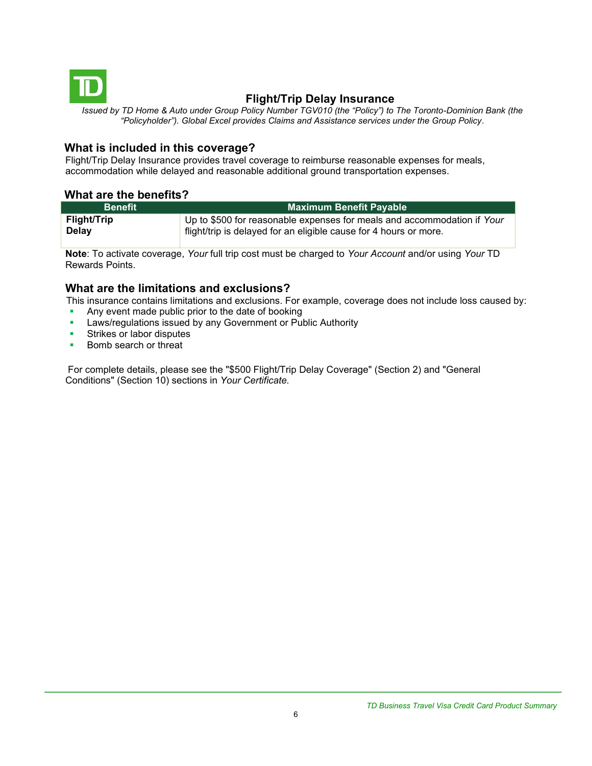# Flight/Trip Delay Insurance

*Issued by TD Home & Auto under Group Policy Number TGV010 (the "Policy") to The Toronto-Dominion Bank (the "Policyholder"). Global Excel provides Claims and Assistance services under the Group Policy.*

## What is included in this coverage?

Flight/Trip Delay Insurance provides travel coverage to reimburse reasonable expenses for meals, accommodation while delayed and reasonable additional ground transportation expenses.

## What are the benefits?

| Benefit | Maximum Benefit Payable |
| --- | --- |
| **Flight/Trip Delay** | Up to $500 for reasonable expenses for meals and accommodation if *Your* flight/trip is delayed for an eligible cause for 4 hours or more. |

**Note**: To activate coverage, *Your* full trip cost must be charged to *Your Account* and/or using *Your* TD Rewards Points.

## What are the limitations and exclusions?

This insurance contains limitations and exclusions. For example, coverage does not include loss caused by:

- Any event made public prior to the date of booking
- Laws/regulations issued by any Government or Public Authority
- Strikes or labor disputes
- Bomb search or threat

For complete details, please see the "$500 Flight/Trip Delay Coverage" (Section 2) and "General Conditions" (Section 10) sections in *Your Certificate*.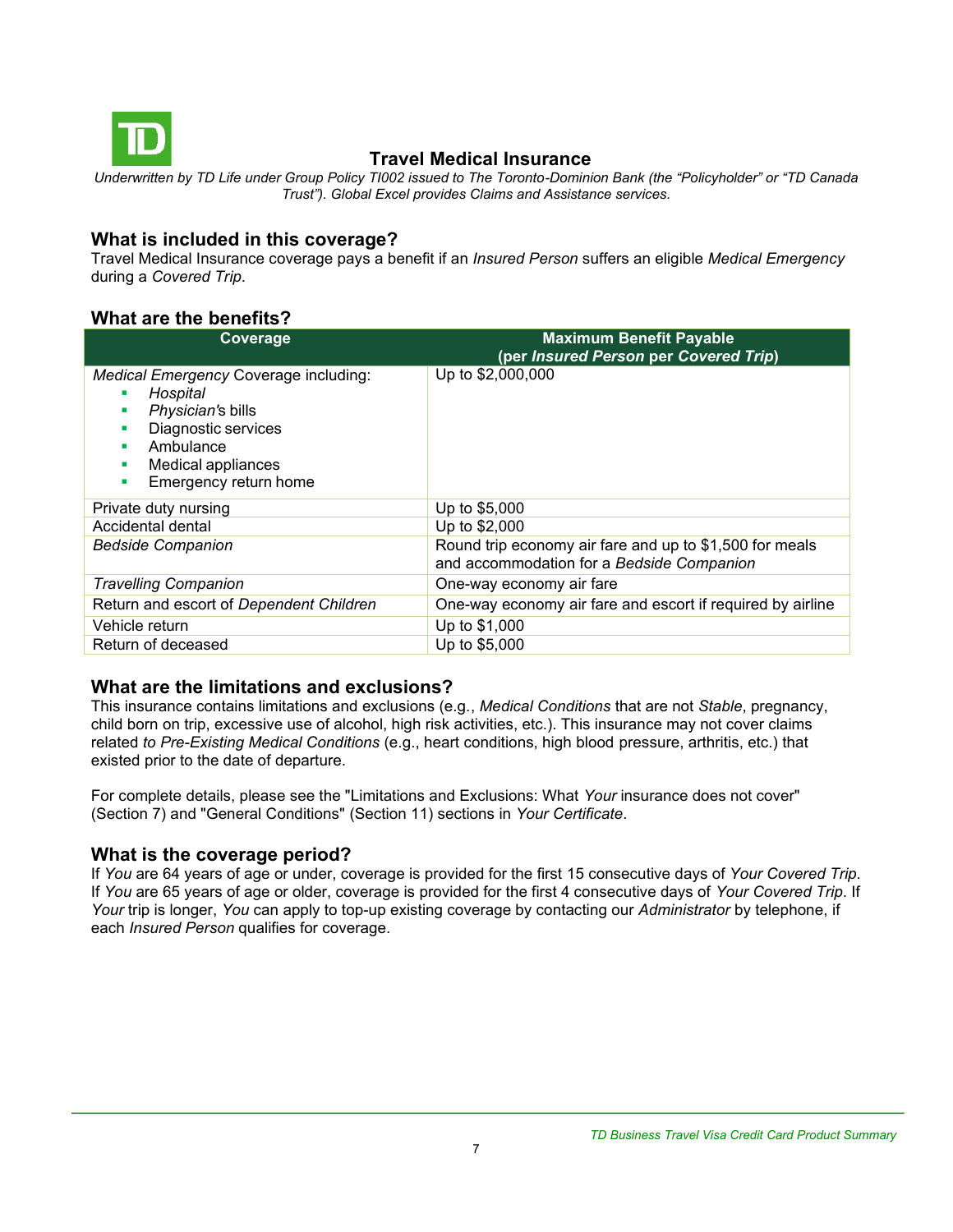# Travel Medical Insurance

*Underwritten by TD Life under Group Policy TI002 issued to The Toronto-Dominion Bank (the "Policyholder" or "TD Canada Trust"). Global Excel provides Claims and Assistance services.*

## What is included in this coverage?

Travel Medical Insurance coverage pays a benefit if an *Insured Person* suffers an eligible *Medical Emergency* during a *Covered Trip*.

## What are the benefits?

| Coverage | Maximum Benefit Payable (per *Insured Person* per *Covered Trip*) |
|---|---|
| *Medical Emergency* Coverage including:<br>▪ *Hospital*<br>▪ *Physician*'s bills<br>▪ Diagnostic services<br>▪ Ambulance<br>▪ Medical appliances<br>▪ Emergency return home | Up to $2,000,000 |
| Private duty nursing | Up to $5,000 |
| Accidental dental | Up to $2,000 |
| *Bedside Companion* | Round trip economy air fare and up to $1,500 for meals and accommodation for a *Bedside Companion* |
| *Travelling Companion* | One-way economy air fare |
| Return and escort of *Dependent Children* | One-way economy air fare and escort if required by airline |
| Vehicle return | Up to $1,000 |
| Return of deceased | Up to $5,000 |

## What are the limitations and exclusions?

This insurance contains limitations and exclusions (e.g., *Medical Conditions* that are not *Stable*, pregnancy, child born on trip, excessive use of alcohol, high risk activities, etc.). This insurance may not cover claims related *to Pre-Existing Medical Conditions* (e.g., heart conditions, high blood pressure, arthritis, etc.) that existed prior to the date of departure.

For complete details, please see the "Limitations and Exclusions: What *Your* insurance does not cover" (Section 7) and "General Conditions" (Section 11) sections in *Your Certificate*.

## What is the coverage period?

If *You* are 64 years of age or under, coverage is provided for the first 15 consecutive days of *Your Covered Trip*. If *You* are 65 years of age or older, coverage is provided for the first 4 consecutive days of *Your Covered Trip*. If *Your* trip is longer, *You* can apply to top-up existing coverage by contacting our *Administrator* by telephone, if each *Insured Person* qualifies for coverage.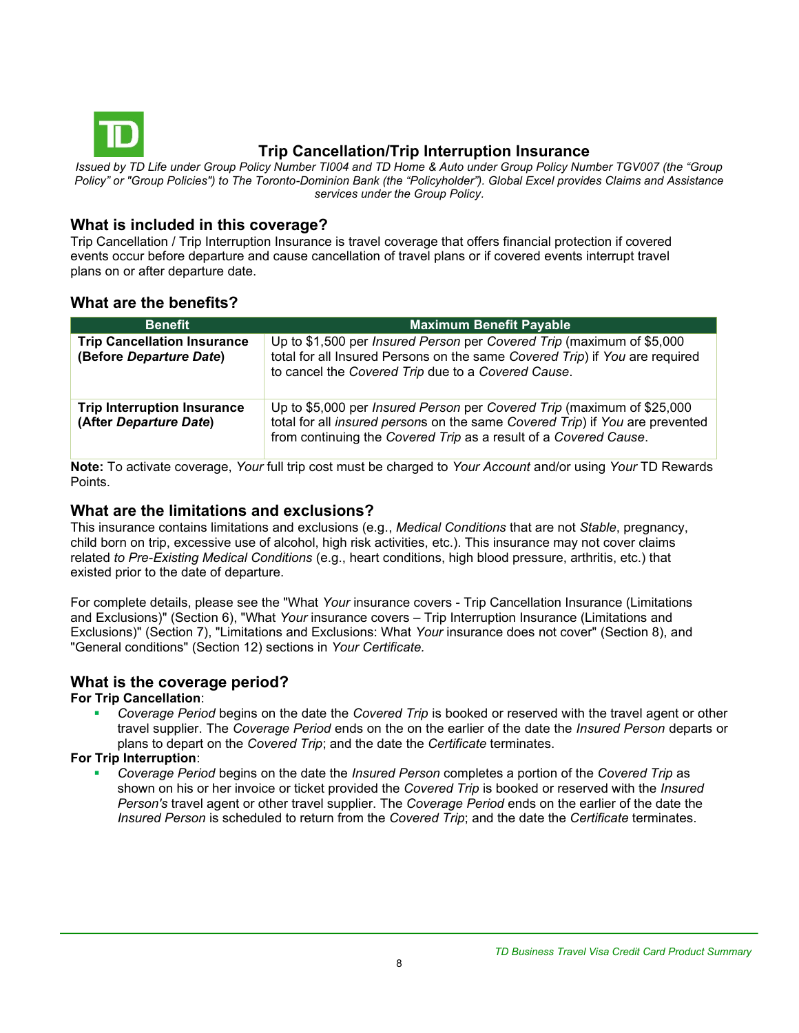# Trip Cancellation/Trip Interruption Insurance

*Issued by TD Life under Group Policy Number TI004 and TD Home & Auto under Group Policy Number TGV007 (the "Group Policy" or "Group Policies") to The Toronto-Dominion Bank (the "Policyholder"). Global Excel provides Claims and Assistance services under the Group Policy.*

## What is included in this coverage?

Trip Cancellation / Trip Interruption Insurance is travel coverage that offers financial protection if covered events occur before departure and cause cancellation of travel plans or if covered events interrupt travel plans on or after departure date.

## What are the benefits?

| Benefit | Maximum Benefit Payable |
| --- | --- |
| **Trip Cancellation Insurance (Before *Departure Date*)** | Up to $1,500 per *Insured Person* per *Covered Trip* (maximum of $5,000 total for all Insured Persons on the same *Covered Trip*) if *You* are required to cancel the *Covered Trip* due to a *Covered Cause*. |
| **Trip Interruption Insurance (After *Departure Date*)** | Up to $5,000 per *Insured Person* per *Covered Trip* (maximum of $25,000 total for all *insured person*s on the same *Covered Trip*) if *You* are prevented from continuing the *Covered Trip* as a result of a *Covered Cause*. |

**Note:** To activate coverage, *Your* full trip cost must be charged to *Your Account* and/or using *Your* TD Rewards Points.

## What are the limitations and exclusions?

This insurance contains limitations and exclusions (e.g., *Medical Conditions* that are not *Stable*, pregnancy, child born on trip, excessive use of alcohol, high risk activities, etc.). This insurance may not cover claims related *to Pre-Existing Medical Conditions* (e.g., heart conditions, high blood pressure, arthritis, etc.) that existed prior to the date of departure.

For complete details, please see the "What *Your* insurance covers - Trip Cancellation Insurance (Limitations and Exclusions)" (Section 6), "What *Your* insurance covers – Trip Interruption Insurance (Limitations and Exclusions)" (Section 7), "Limitations and Exclusions: What *Your* insurance does not cover" (Section 8), and "General conditions" (Section 12) sections in *Your Certificate.*

## What is the coverage period?

**For Trip Cancellation**:

- *Coverage Period* begins on the date the *Covered Trip* is booked or reserved with the travel agent or other travel supplier. The *Coverage Period* ends on the on the earlier of the date the *Insured Person* departs or plans to depart on the *Covered Trip*; and the date the *Certificate* terminates.

**For Trip Interruption**:

- *Coverage Period* begins on the date the *Insured Person* completes a portion of the *Covered Trip* as shown on his or her invoice or ticket provided the *Covered Trip* is booked or reserved with the *Insured Person's* travel agent or other travel supplier. The *Coverage Period* ends on the earlier of the date the *Insured Person* is scheduled to return from the *Covered Trip*; and the date the *Certificate* terminates.